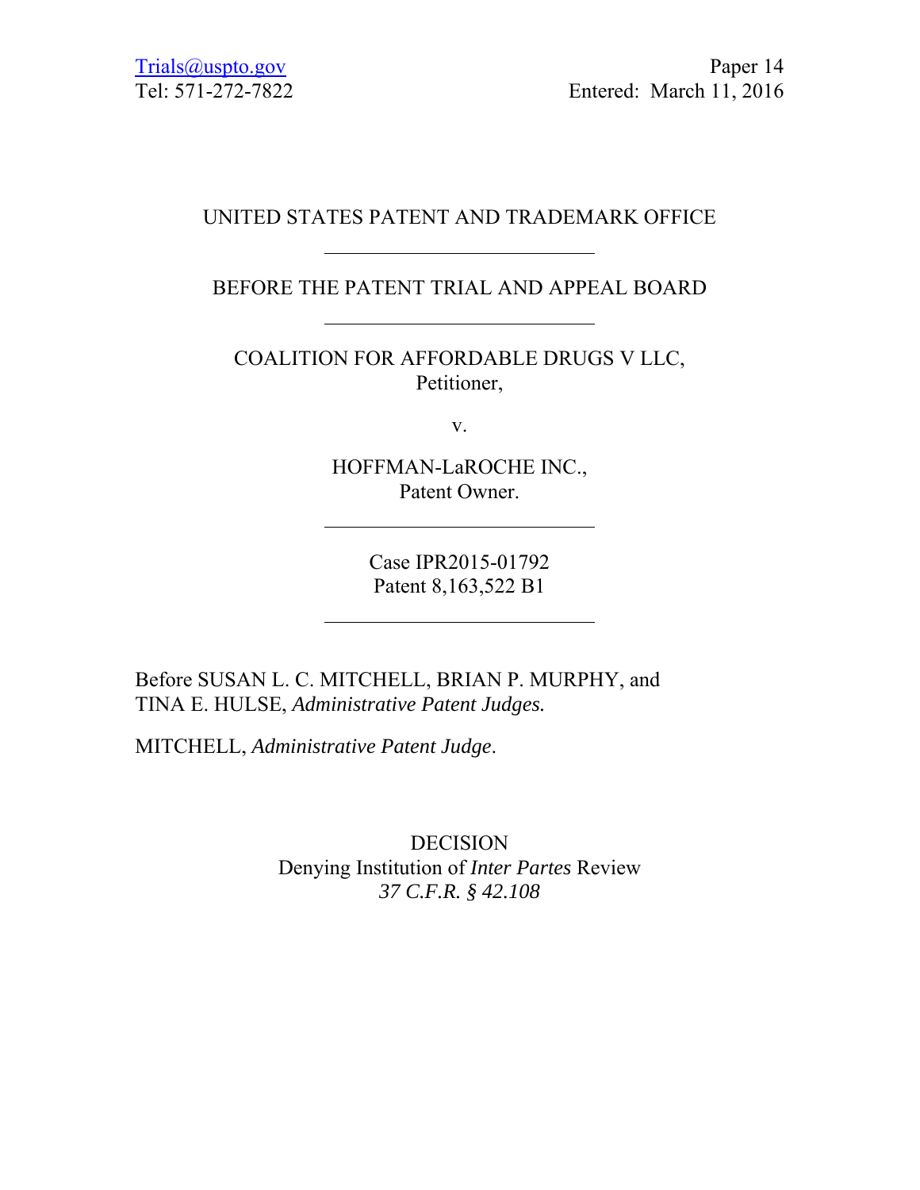Trials@uspto.gov
Tel: 571-272-7822

Paper 14
Entered: March 11, 2016

UNITED STATES PATENT AND TRADEMARK OFFICE

---

BEFORE THE PATENT TRIAL AND APPEAL BOARD

---

COALITION FOR AFFORDABLE DRUGS V LLC,
Petitioner,

v.

HOFFMAN-LaROCHE INC.,
Patent Owner.

---

Case IPR2015-01792
Patent 8,163,522 B1

---

Before SUSAN L. C. MITCHELL, BRIAN P. MURPHY, and TINA E. HULSE, *Administrative Patent Judges.*

MITCHELL, *Administrative Patent Judge*.

DECISION
Denying Institution of *Inter Partes* Review
*37 C.F.R. § 42.108*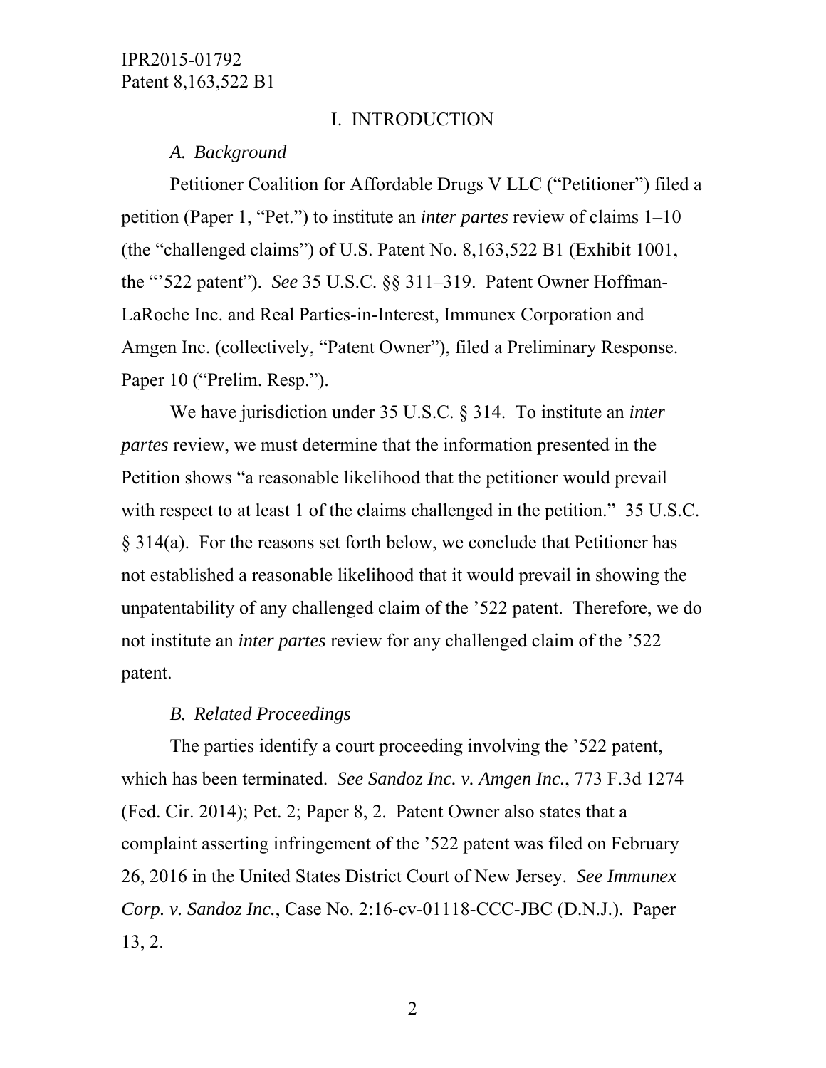# I. INTRODUCTION

### *A. Background*

Petitioner Coalition for Affordable Drugs V LLC ("Petitioner") filed a petition (Paper 1, "Pet.") to institute an *inter partes* review of claims 1–10 (the "challenged claims") of U.S. Patent No. 8,163,522 B1 (Exhibit 1001, the "'522 patent"). *See* 35 U.S.C. §§ 311–319. Patent Owner Hoffman-LaRoche Inc. and Real Parties-in-Interest, Immunex Corporation and Amgen Inc. (collectively, "Patent Owner"), filed a Preliminary Response. Paper 10 ("Prelim. Resp.").

We have jurisdiction under 35 U.S.C. § 314. To institute an *inter partes* review, we must determine that the information presented in the Petition shows "a reasonable likelihood that the petitioner would prevail with respect to at least 1 of the claims challenged in the petition." 35 U.S.C. § 314(a). For the reasons set forth below, we conclude that Petitioner has not established a reasonable likelihood that it would prevail in showing the unpatentability of any challenged claim of the '522 patent. Therefore, we do not institute an *inter partes* review for any challenged claim of the '522 patent.

### *B. Related Proceedings*

The parties identify a court proceeding involving the '522 patent, which has been terminated. *See Sandoz Inc. v. Amgen Inc.*, 773 F.3d 1274 (Fed. Cir. 2014); Pet. 2; Paper 8, 2. Patent Owner also states that a complaint asserting infringement of the '522 patent was filed on February 26, 2016 in the United States District Court of New Jersey. *See Immunex Corp. v. Sandoz Inc.*, Case No. 2:16-cv-01118-CCC-JBC (D.N.J.). Paper 13, 2.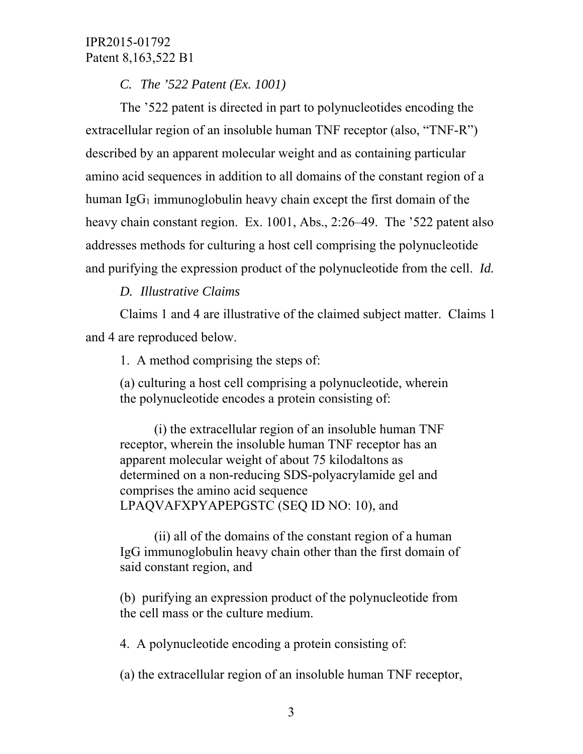*C. The '522 Patent (Ex. 1001)*

The '522 patent is directed in part to polynucleotides encoding the extracellular region of an insoluble human TNF receptor (also, "TNF-R") described by an apparent molecular weight and as containing particular amino acid sequences in addition to all domains of the constant region of a human $IgG_1$ immunoglobulin heavy chain except the first domain of the heavy chain constant region. Ex. 1001, Abs., 2:26–49. The '522 patent also addresses methods for culturing a host cell comprising the polynucleotide and purifying the expression product of the polynucleotide from the cell. *Id.*

*D. Illustrative Claims*

Claims 1 and 4 are illustrative of the claimed subject matter. Claims 1 and 4 are reproduced below.

> 1. A method comprising the steps of:
>
> (a) culturing a host cell comprising a polynucleotide, wherein the polynucleotide encodes a protein consisting of:
>
> > (i) the extracellular region of an insoluble human TNF receptor, wherein the insoluble human TNF receptor has an apparent molecular weight of about 75 kilodaltons as determined on a non-reducing SDS-polyacrylamide gel and comprises the amino acid sequence LPAQVAFXPYAPEPGSTC (SEQ ID NO: 10), and
> >
> > (ii) all of the domains of the constant region of a human IgG immunoglobulin heavy chain other than the first domain of said constant region, and
>
> (b) purifying an expression product of the polynucleotide from the cell mass or the culture medium.
>
> 4. A polynucleotide encoding a protein consisting of:
>
> (a) the extracellular region of an insoluble human TNF receptor,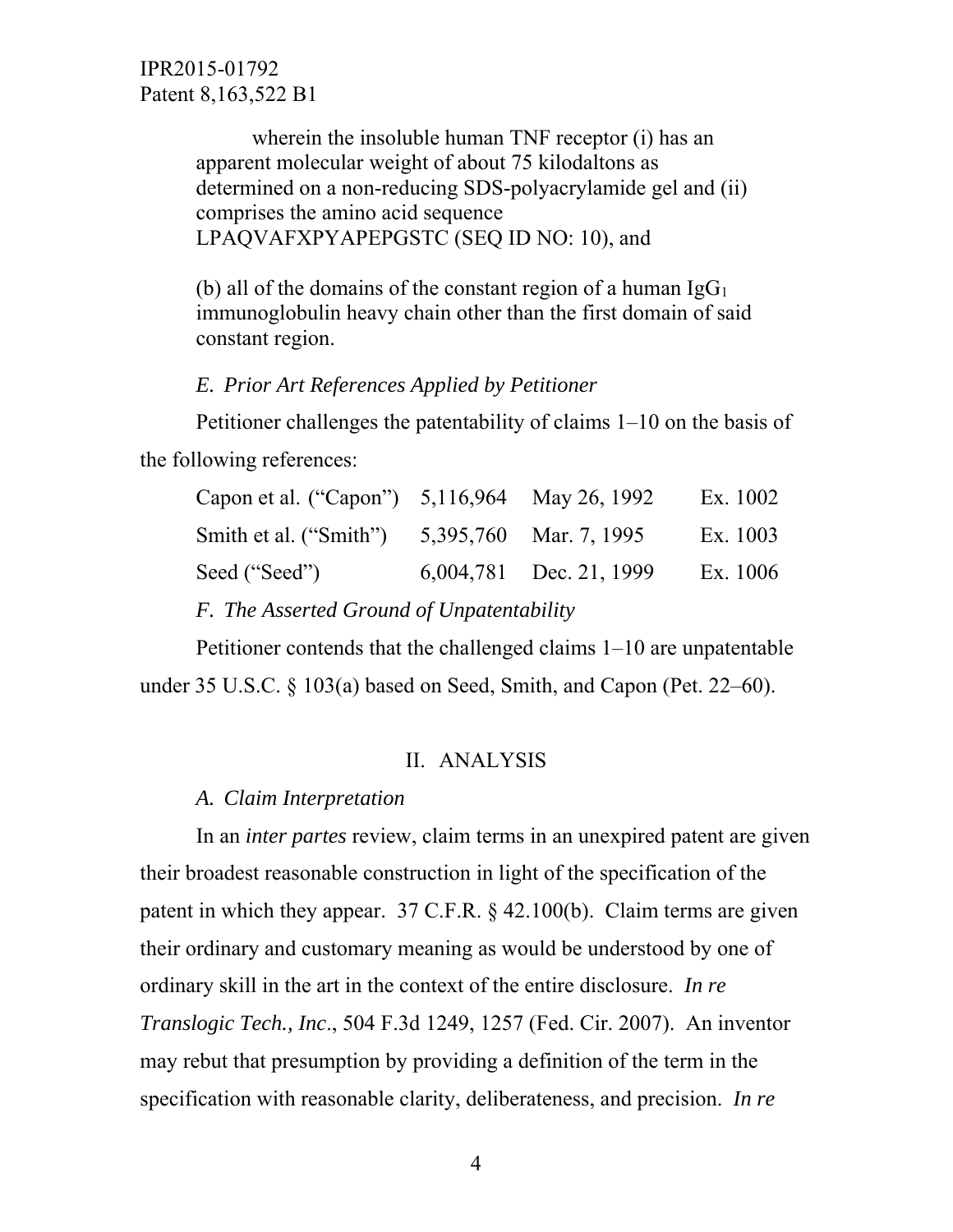wherein the insoluble human TNF receptor (i) has an apparent molecular weight of about 75 kilodaltons as determined on a non-reducing SDS-polyacrylamide gel and (ii) comprises the amino acid sequence LPAQVAFXPYAPEPGSTC (SEQ ID NO: 10), and

(b) all of the domains of the constant region of a human $IgG_1$ immunoglobulin heavy chain other than the first domain of said constant region.

*E. Prior Art References Applied by Petitioner*

Petitioner challenges the patentability of claims 1–10 on the basis of the following references:

| | | | |
|---|---|---|---|
| Capon et al. ("Capon") | 5,116,964 | May 26, 1992 | Ex. 1002 |
| Smith et al. ("Smith") | 5,395,760 | Mar. 7, 1995 | Ex. 1003 |
| Seed ("Seed") | 6,004,781 | Dec. 21, 1999 | Ex. 1006 |

*F. The Asserted Ground of Unpatentability*

Petitioner contends that the challenged claims 1–10 are unpatentable under 35 U.S.C. § 103(a) based on Seed, Smith, and Capon (Pet. 22–60).

## II. ANALYSIS

*A. Claim Interpretation*

In an *inter partes* review, claim terms in an unexpired patent are given their broadest reasonable construction in light of the specification of the patent in which they appear. 37 C.F.R. § 42.100(b). Claim terms are given their ordinary and customary meaning as would be understood by one of ordinary skill in the art in the context of the entire disclosure. *In re Translogic Tech., Inc*., 504 F.3d 1249, 1257 (Fed. Cir. 2007). An inventor may rebut that presumption by providing a definition of the term in the specification with reasonable clarity, deliberateness, and precision. *In re*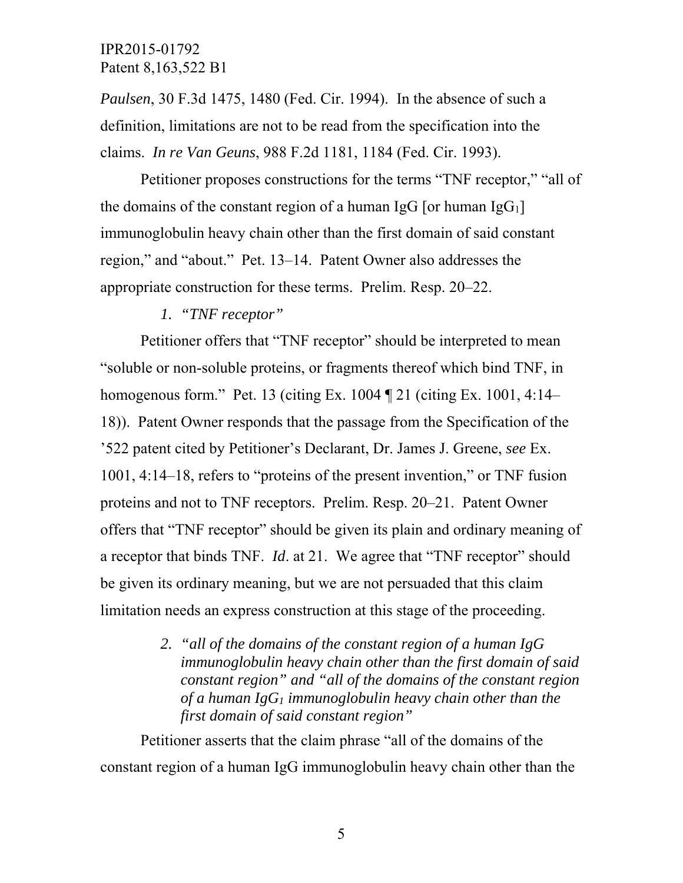*Paulsen*, 30 F.3d 1475, 1480 (Fed. Cir. 1994). In the absence of such a definition, limitations are not to be read from the specification into the claims. *In re Van Geuns*, 988 F.2d 1181, 1184 (Fed. Cir. 1993).

Petitioner proposes constructions for the terms "TNF receptor," "all of the domains of the constant region of a human IgG [or human $IgG_1$] immunoglobulin heavy chain other than the first domain of said constant region," and "about." Pet. 13–14. Patent Owner also addresses the appropriate construction for these terms. Prelim. Resp. 20–22.

*1. "TNF receptor"*

Petitioner offers that "TNF receptor" should be interpreted to mean "soluble or non-soluble proteins, or fragments thereof which bind TNF, in homogenous form." Pet. 13 (citing Ex. 1004 ¶ 21 (citing Ex. 1001, 4:14–18)). Patent Owner responds that the passage from the Specification of the '522 patent cited by Petitioner's Declarant, Dr. James J. Greene, *see* Ex. 1001, 4:14–18, refers to "proteins of the present invention," or TNF fusion proteins and not to TNF receptors. Prelim. Resp. 20–21. Patent Owner offers that "TNF receptor" should be given its plain and ordinary meaning of a receptor that binds TNF. *Id*. at 21. We agree that "TNF receptor" should be given its ordinary meaning, but we are not persuaded that this claim limitation needs an express construction at this stage of the proceeding.

*2. "all of the domains of the constant region of a human IgG immunoglobulin heavy chain other than the first domain of said constant region" and "all of the domains of the constant region of a human $IgG_1$ immunoglobulin heavy chain other than the first domain of said constant region"*

Petitioner asserts that the claim phrase "all of the domains of the constant region of a human IgG immunoglobulin heavy chain other than the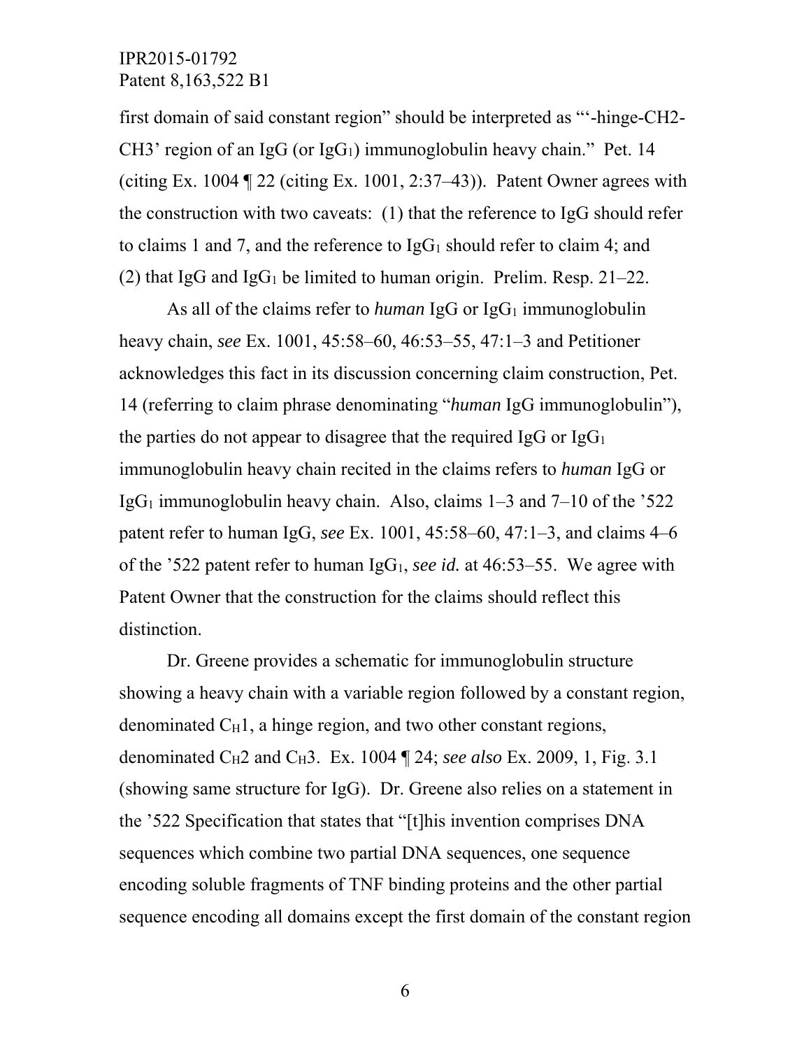first domain of said constant region" should be interpreted as "'-hinge-CH2-CH3' region of an IgG (or $IgG_1$) immunoglobulin heavy chain." Pet. 14 (citing Ex. 1004 ¶ 22 (citing Ex. 1001, 2:37–43)). Patent Owner agrees with the construction with two caveats: (1) that the reference to IgG should refer to claims 1 and 7, and the reference to $IgG_1$ should refer to claim 4; and (2) that IgG and $IgG_1$ be limited to human origin. Prelim. Resp. 21–22.

As all of the claims refer to *human* IgG or $IgG_1$ immunoglobulin heavy chain, *see* Ex. 1001, 45:58–60, 46:53–55, 47:1–3 and Petitioner acknowledges this fact in its discussion concerning claim construction, Pet. 14 (referring to claim phrase denominating "*human* IgG immunoglobulin"), the parties do not appear to disagree that the required IgG or $IgG_1$ immunoglobulin heavy chain recited in the claims refers to *human* IgG or $IgG_1$ immunoglobulin heavy chain. Also, claims 1–3 and 7–10 of the '522 patent refer to human IgG, *see* Ex. 1001, 45:58–60, 47:1–3, and claims 4–6 of the '522 patent refer to human $IgG_1$, *see id.* at 46:53–55. We agree with Patent Owner that the construction for the claims should reflect this distinction.

Dr. Greene provides a schematic for immunoglobulin structure showing a heavy chain with a variable region followed by a constant region, denominated $C_H1$, a hinge region, and two other constant regions, denominated $C_H2$ and $C_H3$. Ex. 1004 ¶ 24; *see also* Ex. 2009, 1, Fig. 3.1 (showing same structure for IgG). Dr. Greene also relies on a statement in the '522 Specification that states that "[t]his invention comprises DNA sequences which combine two partial DNA sequences, one sequence encoding soluble fragments of TNF binding proteins and the other partial sequence encoding all domains except the first domain of the constant region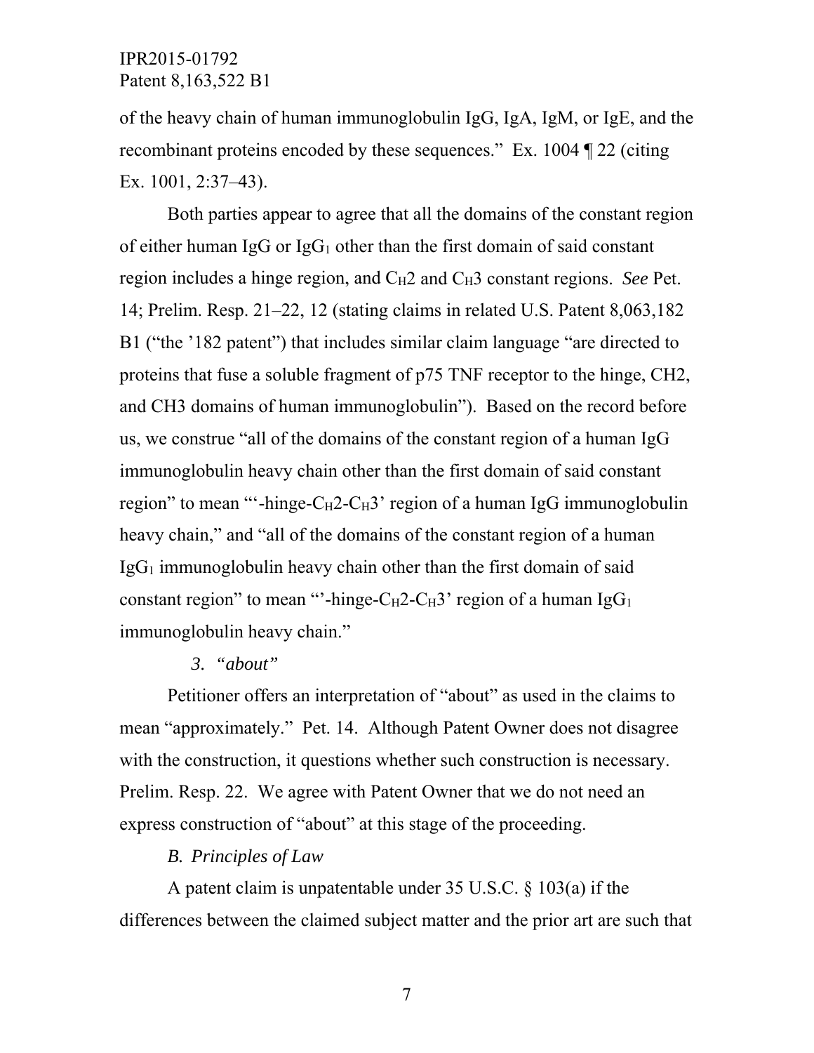of the heavy chain of human immunoglobulin IgG, IgA, IgM, or IgE, and the recombinant proteins encoded by these sequences." Ex. 1004 ¶ 22 (citing Ex. 1001, 2:37–43).

Both parties appear to agree that all the domains of the constant region of either human IgG or $IgG_1$ other than the first domain of said constant region includes a hinge region, and $C_H2$ and $C_H3$ constant regions. *See* Pet. 14; Prelim. Resp. 21–22, 12 (stating claims in related U.S. Patent 8,063,182 B1 ("the '182 patent") that includes similar claim language "are directed to proteins that fuse a soluble fragment of p75 TNF receptor to the hinge, CH2, and CH3 domains of human immunoglobulin"). Based on the record before us, we construe "all of the domains of the constant region of a human IgG immunoglobulin heavy chain other than the first domain of said constant region" to mean "'-hinge-$C_H2$-$C_H3$' region of a human IgG immunoglobulin heavy chain," and "all of the domains of the constant region of a human $IgG_1$ immunoglobulin heavy chain other than the first domain of said constant region" to mean "'-hinge-$C_H2$-$C_H3$' region of a human $IgG_1$ immunoglobulin heavy chain."

*3. "about"*

Petitioner offers an interpretation of "about" as used in the claims to mean "approximately." Pet. 14. Although Patent Owner does not disagree with the construction, it questions whether such construction is necessary. Prelim. Resp. 22. We agree with Patent Owner that we do not need an express construction of "about" at this stage of the proceeding.

*B. Principles of Law*

A patent claim is unpatentable under 35 U.S.C. § 103(a) if the differences between the claimed subject matter and the prior art are such that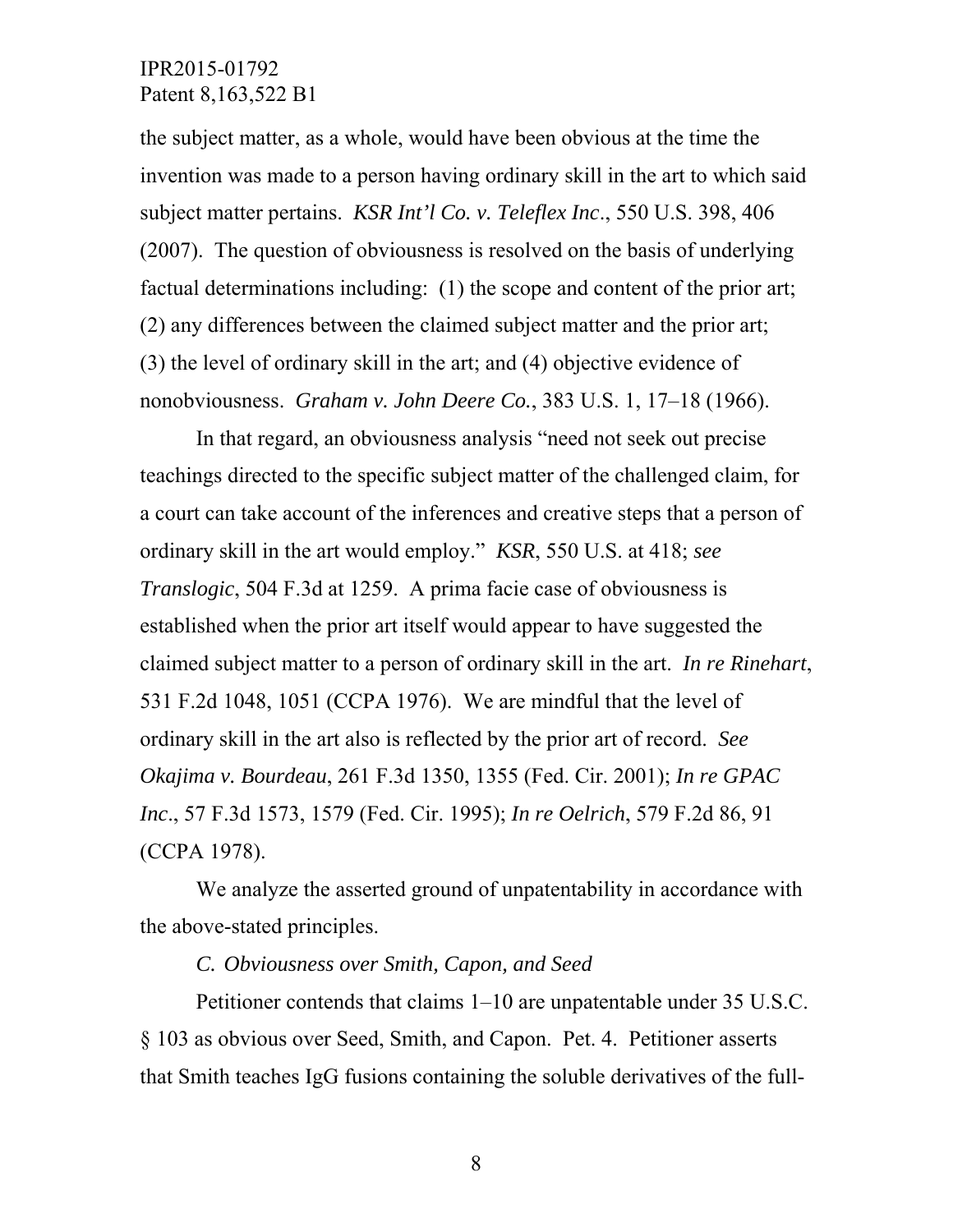the subject matter, as a whole, would have been obvious at the time the invention was made to a person having ordinary skill in the art to which said subject matter pertains. *KSR Int'l Co. v. Teleflex Inc.*, 550 U.S. 398, 406 (2007). The question of obviousness is resolved on the basis of underlying factual determinations including: (1) the scope and content of the prior art; (2) any differences between the claimed subject matter and the prior art; (3) the level of ordinary skill in the art; and (4) objective evidence of nonobviousness. *Graham v. John Deere Co.*, 383 U.S. 1, 17–18 (1966).

In that regard, an obviousness analysis "need not seek out precise teachings directed to the specific subject matter of the challenged claim, for a court can take account of the inferences and creative steps that a person of ordinary skill in the art would employ." *KSR*, 550 U.S. at 418; *see Translogic*, 504 F.3d at 1259. A prima facie case of obviousness is established when the prior art itself would appear to have suggested the claimed subject matter to a person of ordinary skill in the art. *In re Rinehart*, 531 F.2d 1048, 1051 (CCPA 1976). We are mindful that the level of ordinary skill in the art also is reflected by the prior art of record. *See Okajima v. Bourdeau*, 261 F.3d 1350, 1355 (Fed. Cir. 2001); *In re GPAC Inc*., 57 F.3d 1573, 1579 (Fed. Cir. 1995); *In re Oelrich*, 579 F.2d 86, 91 (CCPA 1978).

We analyze the asserted ground of unpatentability in accordance with the above-stated principles.

### *C. Obviousness over Smith, Capon, and Seed*

Petitioner contends that claims 1–10 are unpatentable under 35 U.S.C. § 103 as obvious over Seed, Smith, and Capon. Pet. 4. Petitioner asserts that Smith teaches IgG fusions containing the soluble derivatives of the full-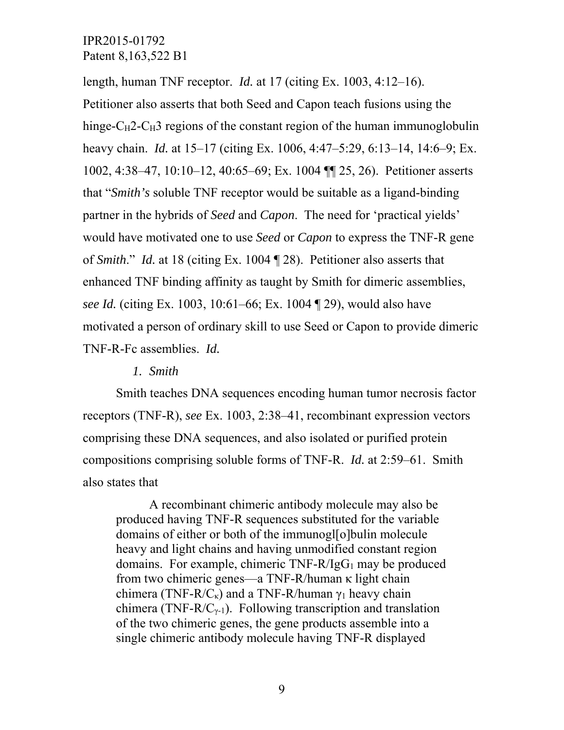length, human TNF receptor. *Id.* at 17 (citing Ex. 1003, 4:12–16). Petitioner also asserts that both Seed and Capon teach fusions using the hinge-$C_H2$-$C_H3$ regions of the constant region of the human immunoglobulin heavy chain. *Id.* at 15–17 (citing Ex. 1006, 4:47–5:29, 6:13–14, 14:6–9; Ex. 1002, 4:38–47, 10:10–12, 40:65–69; Ex. 1004 ¶¶ 25, 26). Petitioner asserts that "*Smith's* soluble TNF receptor would be suitable as a ligand-binding partner in the hybrids of *Seed* and *Capon*. The need for 'practical yields' would have motivated one to use *Seed* or *Capon* to express the TNF-R gene of *Smith*." *Id.* at 18 (citing Ex. 1004 ¶ 28). Petitioner also asserts that enhanced TNF binding affinity as taught by Smith for dimeric assemblies, *see Id.* (citing Ex. 1003, 10:61–66; Ex. 1004 ¶ 29), would also have motivated a person of ordinary skill to use Seed or Capon to provide dimeric TNF-R-Fc assemblies. *Id.*

*1. Smith*

Smith teaches DNA sequences encoding human tumor necrosis factor receptors (TNF-R), *see* Ex. 1003, 2:38–41, recombinant expression vectors comprising these DNA sequences, and also isolated or purified protein compositions comprising soluble forms of TNF-R. *Id.* at 2:59–61. Smith also states that

> A recombinant chimeric antibody molecule may also be produced having TNF-R sequences substituted for the variable domains of either or both of the immunogl[o]bulin molecule heavy and light chains and having unmodified constant region domains. For example, chimeric TNF-R/$IgG_1$ may be produced from two chimeric genes—a TNF-R/human κ light chain chimera (TNF-R/$C_\kappa$) and a TNF-R/human $\gamma_1$ heavy chain chimera (TNF-R/$C_{\gamma\text{-}1}$). Following transcription and translation of the two chimeric genes, the gene products assemble into a single chimeric antibody molecule having TNF-R displayed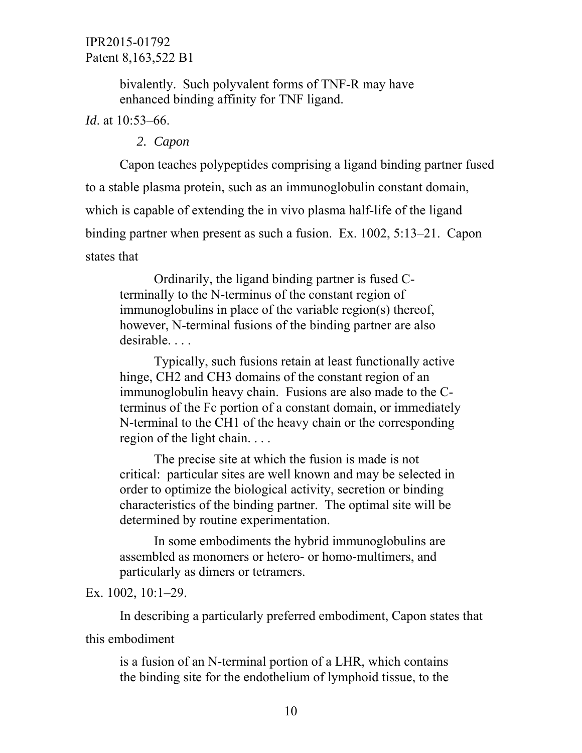> bivalently. Such polyvalent forms of TNF-R may have enhanced binding affinity for TNF ligand.

*Id*. at 10:53–66.

### 2. *Capon*

Capon teaches polypeptides comprising a ligand binding partner fused to a stable plasma protein, such as an immunoglobulin constant domain, which is capable of extending the in vivo plasma half-life of the ligand binding partner when present as such a fusion. Ex. 1002, 5:13–21. Capon states that

> Ordinarily, the ligand binding partner is fused C-terminally to the N-terminus of the constant region of immunoglobulins in place of the variable region(s) thereof, however, N-terminal fusions of the binding partner are also desirable. . . .
>
> Typically, such fusions retain at least functionally active hinge, CH2 and CH3 domains of the constant region of an immunoglobulin heavy chain. Fusions are also made to the C-terminus of the Fc portion of a constant domain, or immediately N-terminal to the CH1 of the heavy chain or the corresponding region of the light chain. . . .
>
> The precise site at which the fusion is made is not critical: particular sites are well known and may be selected in order to optimize the biological activity, secretion or binding characteristics of the binding partner. The optimal site will be determined by routine experimentation.
>
> In some embodiments the hybrid immunoglobulins are assembled as monomers or hetero- or homo-multimers, and particularly as dimers or tetramers.

Ex. 1002, 10:1–29.

In describing a particularly preferred embodiment, Capon states that this embodiment

> is a fusion of an N-terminal portion of a LHR, which contains the binding site for the endothelium of lymphoid tissue, to the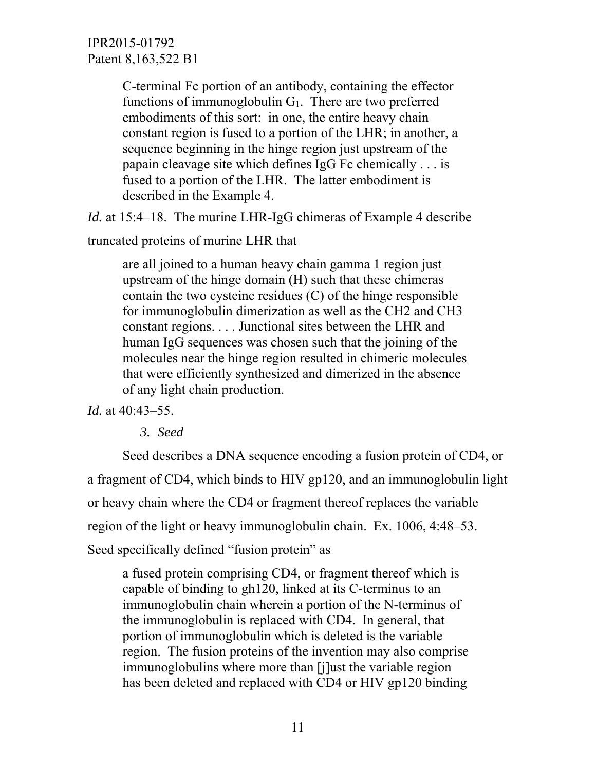> C-terminal Fc portion of an antibody, containing the effector functions of immunoglobulin $G_1$. There are two preferred embodiments of this sort: in one, the entire heavy chain constant region is fused to a portion of the LHR; in another, a sequence beginning in the hinge region just upstream of the papain cleavage site which defines IgG Fc chemically . . . is fused to a portion of the LHR. The latter embodiment is described in the Example 4.

*Id.* at 15:4–18. The murine LHR-IgG chimeras of Example 4 describe truncated proteins of murine LHR that

> are all joined to a human heavy chain gamma 1 region just upstream of the hinge domain (H) such that these chimeras contain the two cysteine residues (C) of the hinge responsible for immunoglobulin dimerization as well as the CH2 and CH3 constant regions. . . . Junctional sites between the LHR and human IgG sequences was chosen such that the joining of the molecules near the hinge region resulted in chimeric molecules that were efficiently synthesized and dimerized in the absence of any light chain production.

*Id.* at 40:43–55.

### 3. *Seed*

Seed describes a DNA sequence encoding a fusion protein of CD4, or a fragment of CD4, which binds to HIV gp120, and an immunoglobulin light or heavy chain where the CD4 or fragment thereof replaces the variable region of the light or heavy immunoglobulin chain. Ex. 1006, 4:48–53. Seed specifically defined "fusion protein" as

> a fused protein comprising CD4, or fragment thereof which is capable of binding to gh120, linked at its C-terminus to an immunoglobulin chain wherein a portion of the N-terminus of the immunoglobulin is replaced with CD4. In general, that portion of immunoglobulin which is deleted is the variable region. The fusion proteins of the invention may also comprise immunoglobulins where more than [j]ust the variable region has been deleted and replaced with CD4 or HIV gp120 binding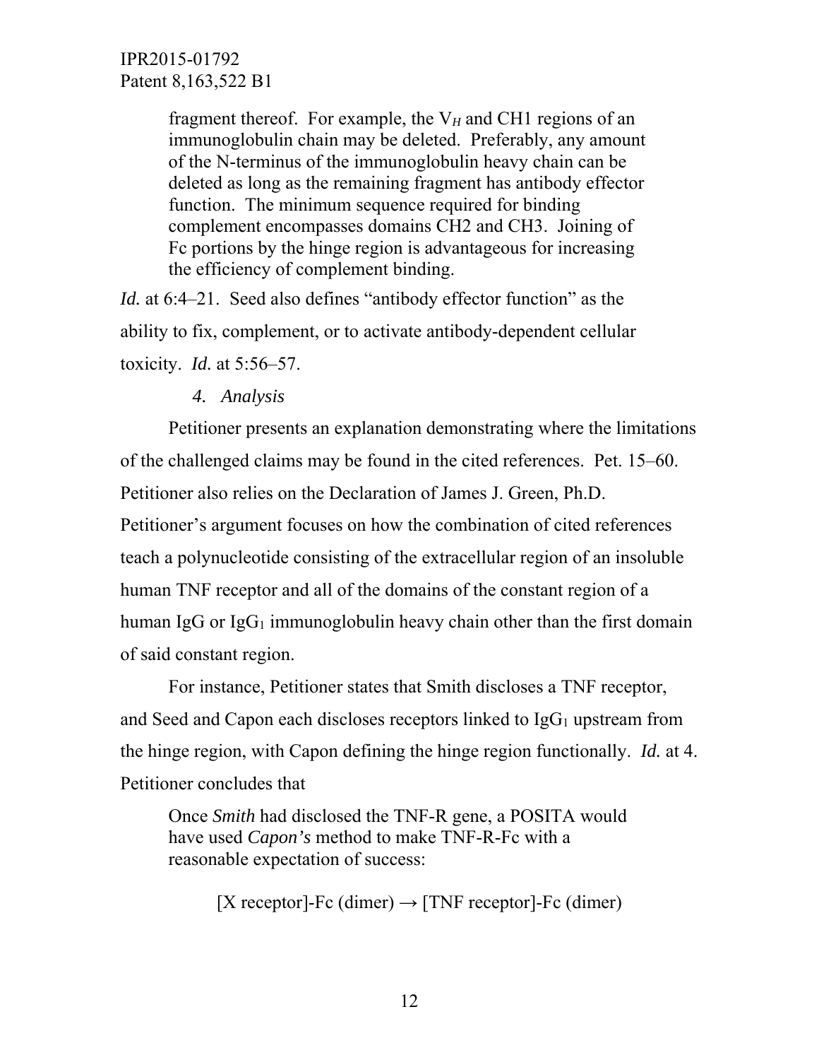> fragment thereof. For example, the $V_H$ and CH1 regions of an immunoglobulin chain may be deleted. Preferably, any amount of the N-terminus of the immunoglobulin heavy chain can be deleted as long as the remaining fragment has antibody effector function. The minimum sequence required for binding complement encompasses domains CH2 and CH3. Joining of Fc portions by the hinge region is advantageous for increasing the efficiency of complement binding.

*Id.* at 6:4–21. Seed also defines "antibody effector function" as the ability to fix, complement, or to activate antibody-dependent cellular toxicity. *Id.* at 5:56–57.

#### *4. Analysis*

Petitioner presents an explanation demonstrating where the limitations of the challenged claims may be found in the cited references. Pet. 15–60. Petitioner also relies on the Declaration of James J. Green, Ph.D. Petitioner's argument focuses on how the combination of cited references teach a polynucleotide consisting of the extracellular region of an insoluble human TNF receptor and all of the domains of the constant region of a human IgG or $IgG_1$ immunoglobulin heavy chain other than the first domain of said constant region.

For instance, Petitioner states that Smith discloses a TNF receptor, and Seed and Capon each discloses receptors linked to $IgG_1$ upstream from the hinge region, with Capon defining the hinge region functionally. *Id.* at 4. Petitioner concludes that

> Once *Smith* had disclosed the TNF-R gene, a POSITA would have used *Capon's* method to make TNF-R-Fc with a reasonable expectation of success:
>
> [X receptor]-Fc (dimer) → [TNF receptor]-Fc (dimer)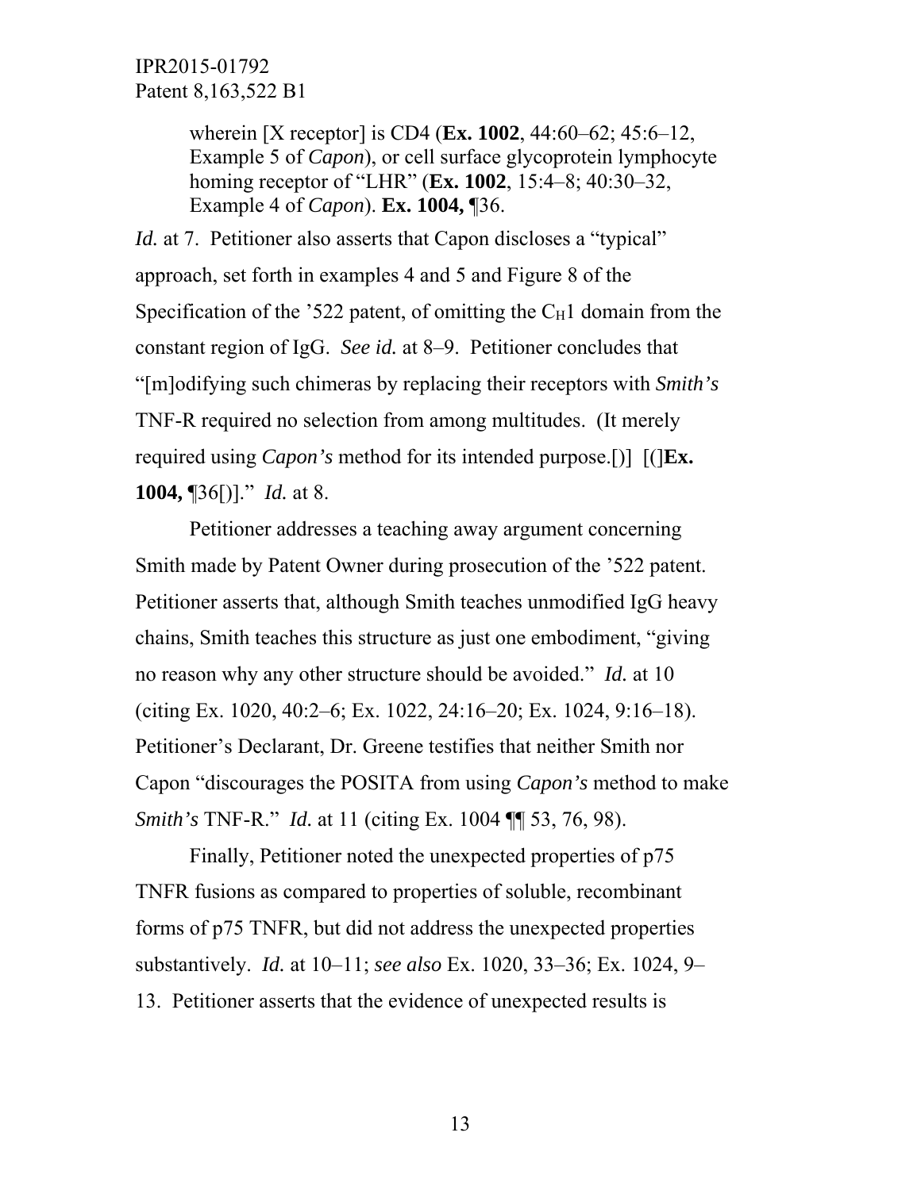> wherein [X receptor] is CD4 (**Ex. 1002**, 44:60–62; 45:6–12, Example 5 of *Capon*), or cell surface glycoprotein lymphocyte homing receptor of "LHR" (**Ex. 1002**, 15:4–8; 40:30–32, Example 4 of *Capon*). **Ex. 1004,** ¶36.

*Id.* at 7. Petitioner also asserts that Capon discloses a "typical" approach, set forth in examples 4 and 5 and Figure 8 of the Specification of the '522 patent, of omitting the $C_H1$ domain from the constant region of IgG. *See id.* at 8–9. Petitioner concludes that "[m]odifying such chimeras by replacing their receptors with *Smith's* TNF-R required no selection from among multitudes. (It merely required using *Capon's* method for its intended purpose.[)] [(]**Ex. 1004,** ¶36[)]." *Id.* at 8.

Petitioner addresses a teaching away argument concerning Smith made by Patent Owner during prosecution of the '522 patent. Petitioner asserts that, although Smith teaches unmodified IgG heavy chains, Smith teaches this structure as just one embodiment, "giving no reason why any other structure should be avoided." *Id.* at 10 (citing Ex. 1020, 40:2–6; Ex. 1022, 24:16–20; Ex. 1024, 9:16–18). Petitioner's Declarant, Dr. Greene testifies that neither Smith nor Capon "discourages the POSITA from using *Capon's* method to make *Smith's* TNF-R." *Id.* at 11 (citing Ex. 1004 ¶¶ 53, 76, 98).

Finally, Petitioner noted the unexpected properties of p75 TNFR fusions as compared to properties of soluble, recombinant forms of p75 TNFR, but did not address the unexpected properties substantively. *Id.* at 10–11; *see also* Ex. 1020, 33–36; Ex. 1024, 9–13. Petitioner asserts that the evidence of unexpected results is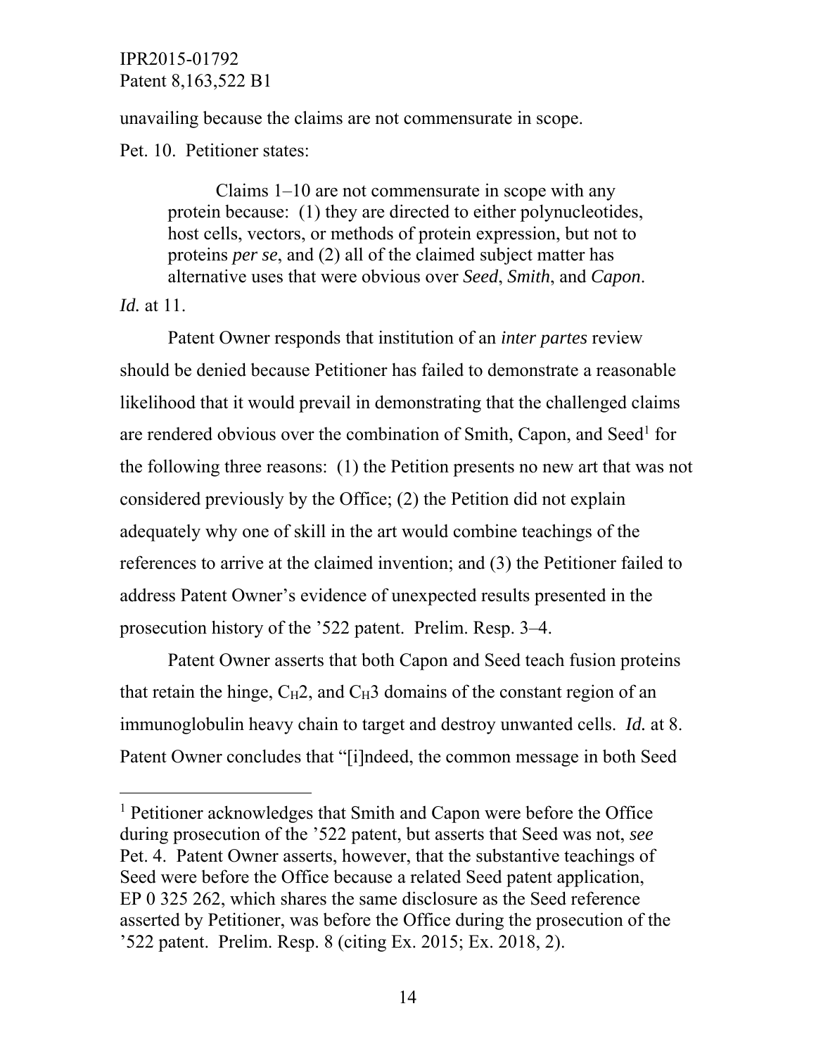unavailing because the claims are not commensurate in scope.

Pet. 10. Petitioner states:

> Claims 1–10 are not commensurate in scope with any protein because: (1) they are directed to either polynucleotides, host cells, vectors, or methods of protein expression, but not to proteins *per se*, and (2) all of the claimed subject matter has alternative uses that were obvious over *Seed*, *Smith*, and *Capon*.

*Id.* at 11.

Patent Owner responds that institution of an *inter partes* review should be denied because Petitioner has failed to demonstrate a reasonable likelihood that it would prevail in demonstrating that the challenged claims are rendered obvious over the combination of Smith, Capon, and Seed[1] for the following three reasons: (1) the Petition presents no new art that was not considered previously by the Office; (2) the Petition did not explain adequately why one of skill in the art would combine teachings of the references to arrive at the claimed invention; and (3) the Petitioner failed to address Patent Owner's evidence of unexpected results presented in the prosecution history of the '522 patent. Prelim. Resp. 3–4.

Patent Owner asserts that both Capon and Seed teach fusion proteins that retain the hinge, $C_H2$, and $C_H3$ domains of the constant region of an immunoglobulin heavy chain to target and destroy unwanted cells. *Id.* at 8. Patent Owner concludes that "[i]ndeed, the common message in both Seed

---

[1] Petitioner acknowledges that Smith and Capon were before the Office during prosecution of the '522 patent, but asserts that Seed was not, *see* Pet. 4. Patent Owner asserts, however, that the substantive teachings of Seed were before the Office because a related Seed patent application, EP 0 325 262, which shares the same disclosure as the Seed reference asserted by Petitioner, was before the Office during the prosecution of the '522 patent. Prelim. Resp. 8 (citing Ex. 2015; Ex. 2018, 2).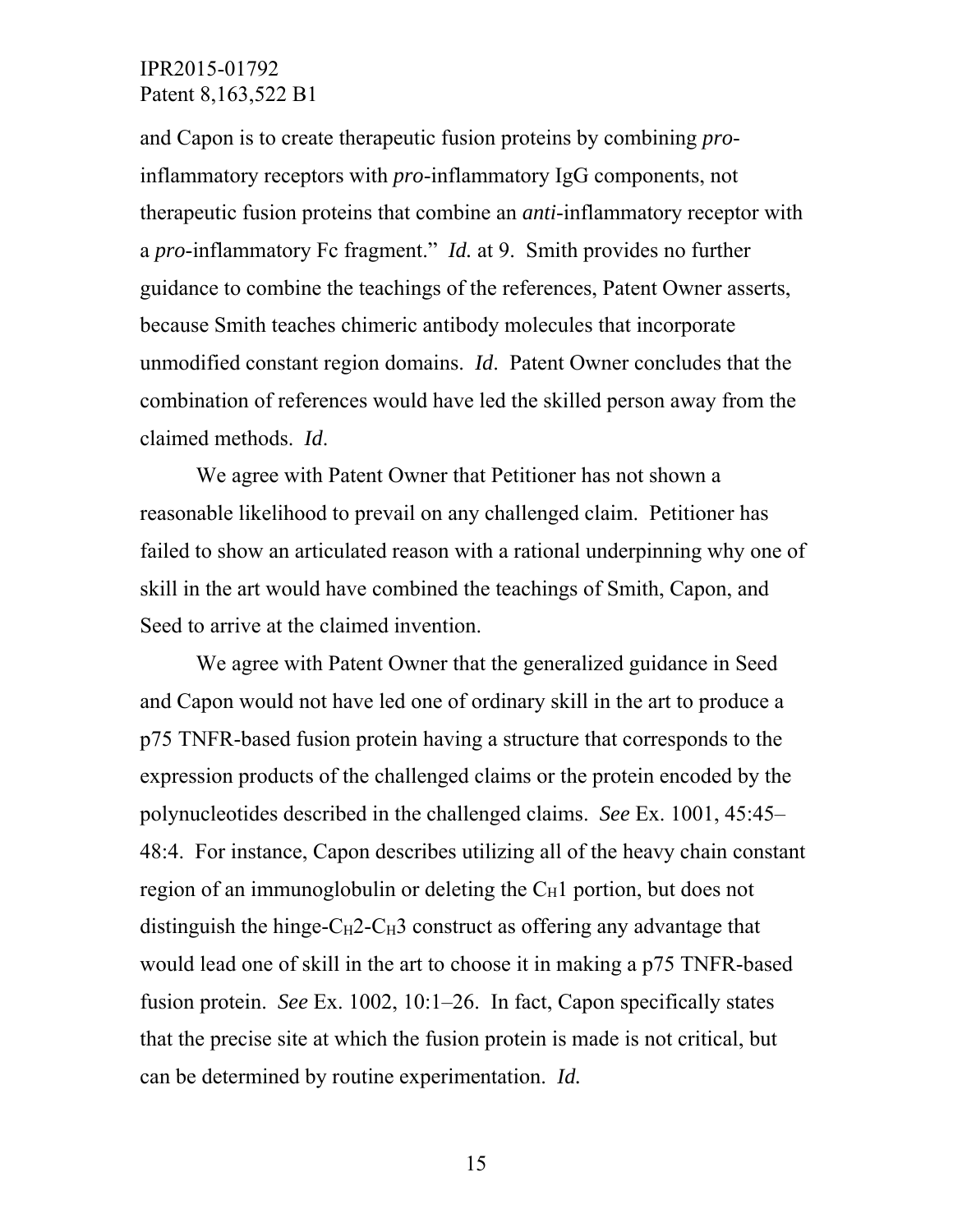and Capon is to create therapeutic fusion proteins by combining *pro*-inflammatory receptors with *pro*-inflammatory IgG components, not therapeutic fusion proteins that combine an *anti*-inflammatory receptor with a *pro*-inflammatory Fc fragment." *Id.* at 9. Smith provides no further guidance to combine the teachings of the references, Patent Owner asserts, because Smith teaches chimeric antibody molecules that incorporate unmodified constant region domains. *Id*. Patent Owner concludes that the combination of references would have led the skilled person away from the claimed methods. *Id*.

We agree with Patent Owner that Petitioner has not shown a reasonable likelihood to prevail on any challenged claim. Petitioner has failed to show an articulated reason with a rational underpinning why one of skill in the art would have combined the teachings of Smith, Capon, and Seed to arrive at the claimed invention.

We agree with Patent Owner that the generalized guidance in Seed and Capon would not have led one of ordinary skill in the art to produce a p75 TNFR-based fusion protein having a structure that corresponds to the expression products of the challenged claims or the protein encoded by the polynucleotides described in the challenged claims. *See* Ex. 1001, 45:45–48:4. For instance, Capon describes utilizing all of the heavy chain constant region of an immunoglobulin or deleting the $C_H1$ portion, but does not distinguish the hinge-$C_H2$-$C_H3$ construct as offering any advantage that would lead one of skill in the art to choose it in making a p75 TNFR-based fusion protein. *See* Ex. 1002, 10:1–26. In fact, Capon specifically states that the precise site at which the fusion protein is made is not critical, but can be determined by routine experimentation. *Id.*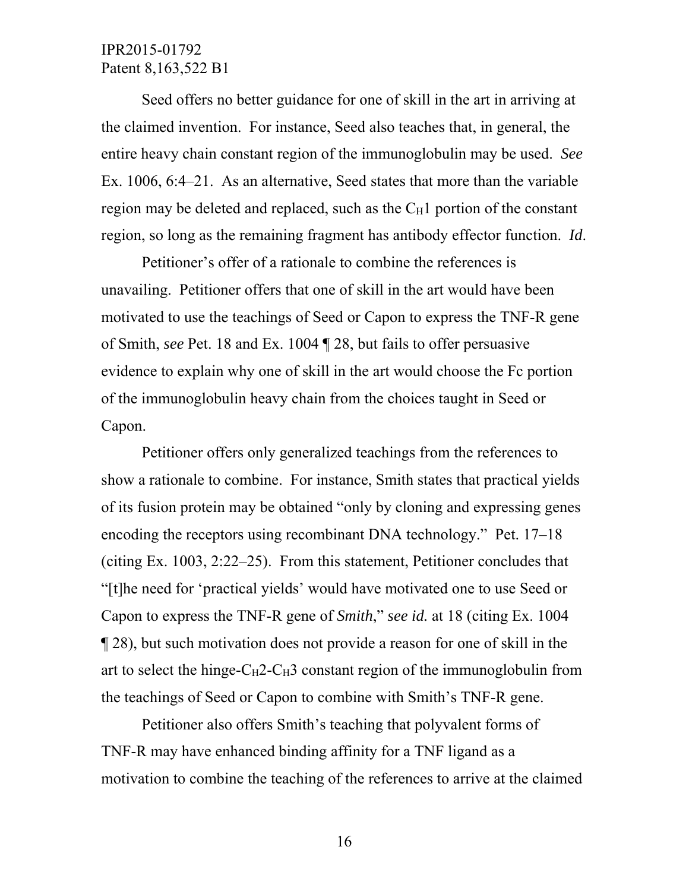Seed offers no better guidance for one of skill in the art in arriving at the claimed invention. For instance, Seed also teaches that, in general, the entire heavy chain constant region of the immunoglobulin may be used. *See* Ex. 1006, 6:4–21. As an alternative, Seed states that more than the variable region may be deleted and replaced, such as the $C_H1$ portion of the constant region, so long as the remaining fragment has antibody effector function. *Id*.

Petitioner's offer of a rationale to combine the references is unavailing. Petitioner offers that one of skill in the art would have been motivated to use the teachings of Seed or Capon to express the TNF-R gene of Smith, *see* Pet. 18 and Ex. 1004 ¶ 28, but fails to offer persuasive evidence to explain why one of skill in the art would choose the Fc portion of the immunoglobulin heavy chain from the choices taught in Seed or Capon.

Petitioner offers only generalized teachings from the references to show a rationale to combine. For instance, Smith states that practical yields of its fusion protein may be obtained "only by cloning and expressing genes encoding the receptors using recombinant DNA technology." Pet. 17–18 (citing Ex. 1003, 2:22–25). From this statement, Petitioner concludes that "[t]he need for 'practical yields' would have motivated one to use Seed or Capon to express the TNF-R gene of *Smith*," *see id.* at 18 (citing Ex. 1004 ¶ 28), but such motivation does not provide a reason for one of skill in the art to select the hinge-$C_H2$-$C_H3$ constant region of the immunoglobulin from the teachings of Seed or Capon to combine with Smith's TNF-R gene.

Petitioner also offers Smith's teaching that polyvalent forms of TNF-R may have enhanced binding affinity for a TNF ligand as a motivation to combine the teaching of the references to arrive at the claimed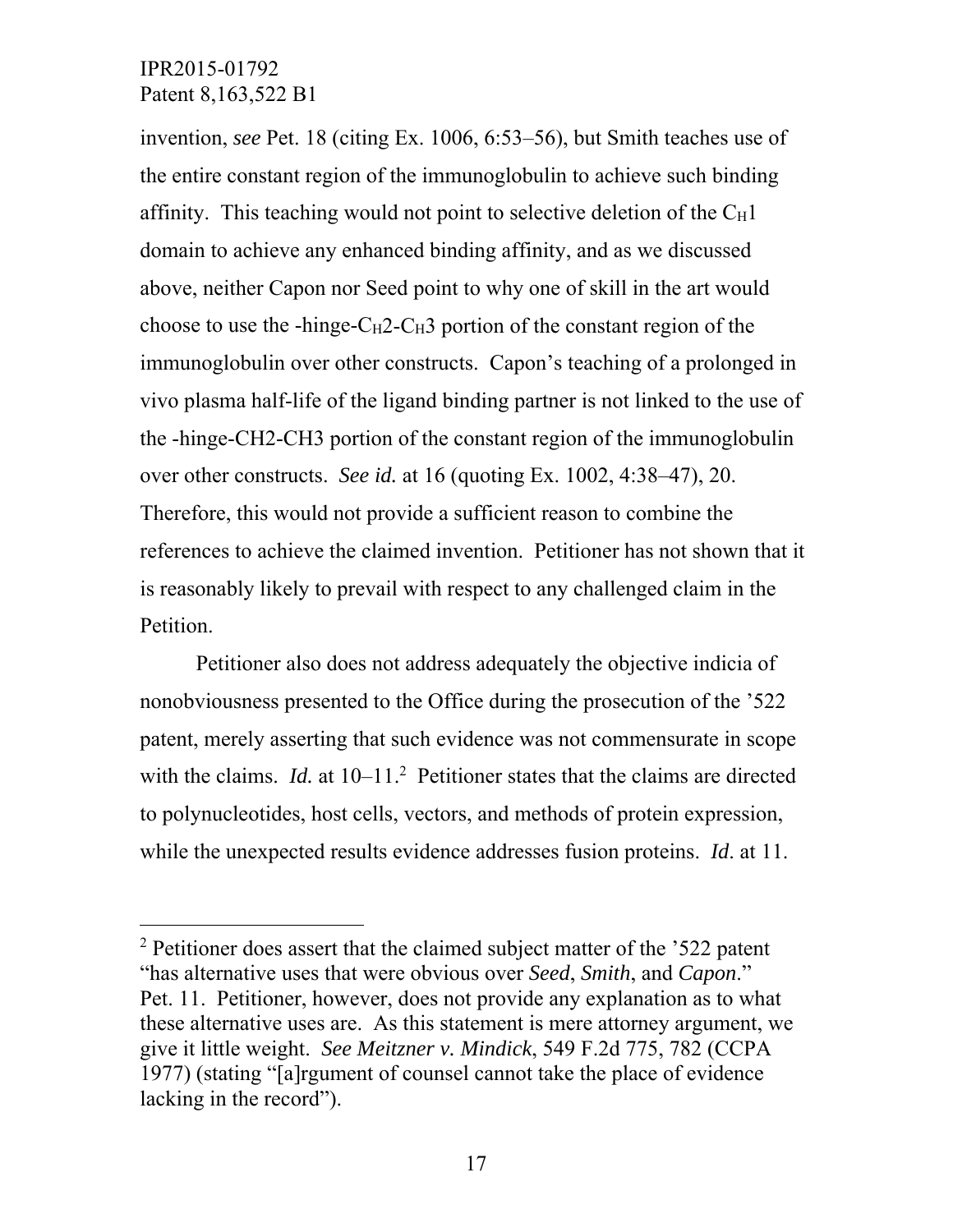invention, *see* Pet. 18 (citing Ex. 1006, 6:53–56), but Smith teaches use of the entire constant region of the immunoglobulin to achieve such binding affinity. This teaching would not point to selective deletion of the $C_H1$ domain to achieve any enhanced binding affinity, and as we discussed above, neither Capon nor Seed point to why one of skill in the art would choose to use the -hinge-$C_H2$-$C_H3$ portion of the constant region of the immunoglobulin over other constructs. Capon's teaching of a prolonged in vivo plasma half-life of the ligand binding partner is not linked to the use of the -hinge-CH2-CH3 portion of the constant region of the immunoglobulin over other constructs. *See id.* at 16 (quoting Ex. 1002, 4:38–47), 20. Therefore, this would not provide a sufficient reason to combine the references to achieve the claimed invention. Petitioner has not shown that it is reasonably likely to prevail with respect to any challenged claim in the Petition.

Petitioner also does not address adequately the objective indicia of nonobviousness presented to the Office during the prosecution of the '522 patent, merely asserting that such evidence was not commensurate in scope with the claims. *Id.* at 10–11.[2] Petitioner states that the claims are directed to polynucleotides, host cells, vectors, and methods of protein expression, while the unexpected results evidence addresses fusion proteins. *Id*. at 11.

---

[2] Petitioner does assert that the claimed subject matter of the '522 patent "has alternative uses that were obvious over *Seed*, *Smith*, and *Capon*." Pet. 11. Petitioner, however, does not provide any explanation as to what these alternative uses are. As this statement is mere attorney argument, we give it little weight. *See Meitzner v. Mindick*, 549 F.2d 775, 782 (CCPA 1977) (stating "[a]rgument of counsel cannot take the place of evidence lacking in the record").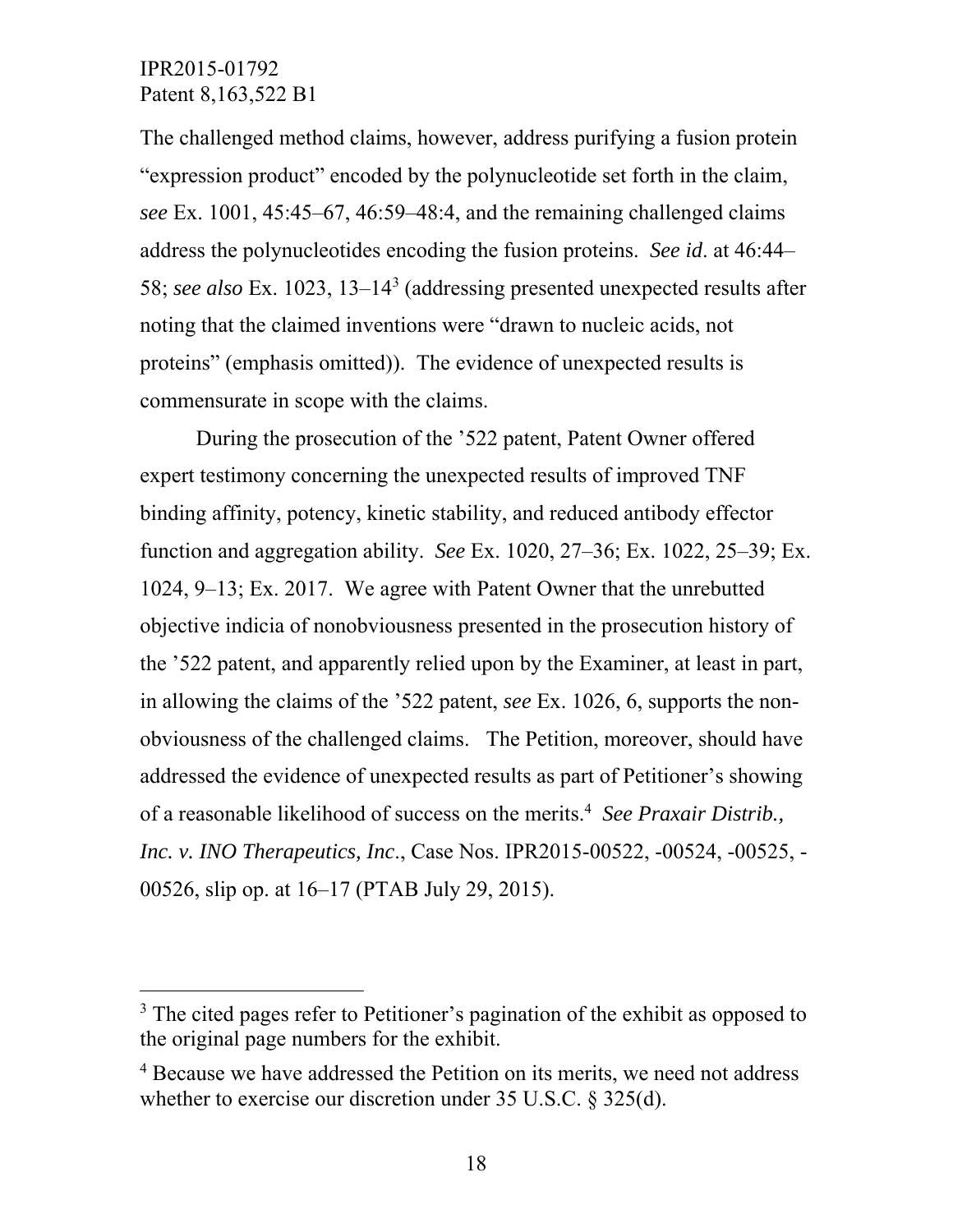The challenged method claims, however, address purifying a fusion protein "expression product" encoded by the polynucleotide set forth in the claim, *see* Ex. 1001, 45:45–67, 46:59–48:4, and the remaining challenged claims address the polynucleotides encoding the fusion proteins. *See id*. at 46:44–58; *see also* Ex. 1023, 13–14[3] (addressing presented unexpected results after noting that the claimed inventions were "drawn to nucleic acids, not proteins" (emphasis omitted)). The evidence of unexpected results is commensurate in scope with the claims.

During the prosecution of the '522 patent, Patent Owner offered expert testimony concerning the unexpected results of improved TNF binding affinity, potency, kinetic stability, and reduced antibody effector function and aggregation ability. *See* Ex. 1020, 27–36; Ex. 1022, 25–39; Ex. 1024, 9–13; Ex. 2017. We agree with Patent Owner that the unrebutted objective indicia of nonobviousness presented in the prosecution history of the '522 patent, and apparently relied upon by the Examiner, at least in part, in allowing the claims of the '522 patent, *see* Ex. 1026, 6, supports the non-obviousness of the challenged claims. The Petition, moreover, should have addressed the evidence of unexpected results as part of Petitioner's showing of a reasonable likelihood of success on the merits.[4] *See Praxair Distrib., Inc. v. INO Therapeutics, Inc*., Case Nos. IPR2015-00522, -00524, -00525, -00526, slip op. at 16–17 (PTAB July 29, 2015).

---

[3] The cited pages refer to Petitioner's pagination of the exhibit as opposed to the original page numbers for the exhibit.

[4] Because we have addressed the Petition on its merits, we need not address whether to exercise our discretion under 35 U.S.C. § 325(d).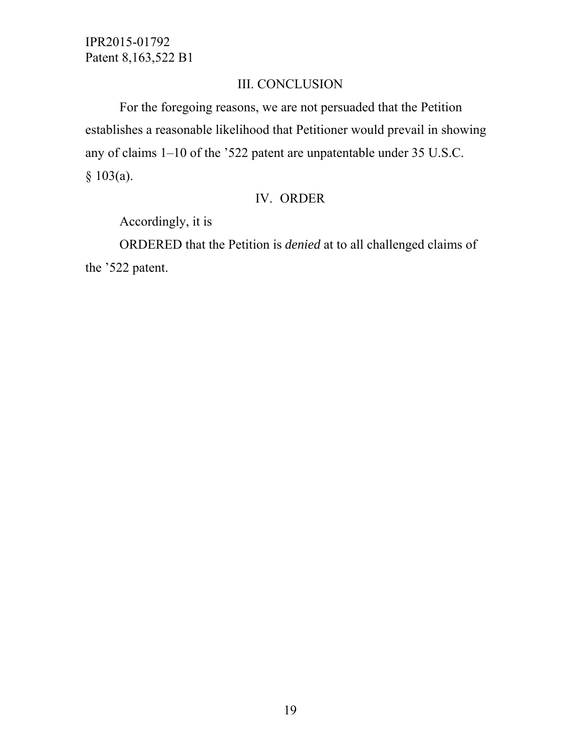## III. CONCLUSION

For the foregoing reasons, we are not persuaded that the Petition establishes a reasonable likelihood that Petitioner would prevail in showing any of claims 1–10 of the ’522 patent are unpatentable under 35 U.S.C. § 103(a).

## IV. ORDER

Accordingly, it is

ORDERED that the Petition is *denied* at to all challenged claims of the ’522 patent.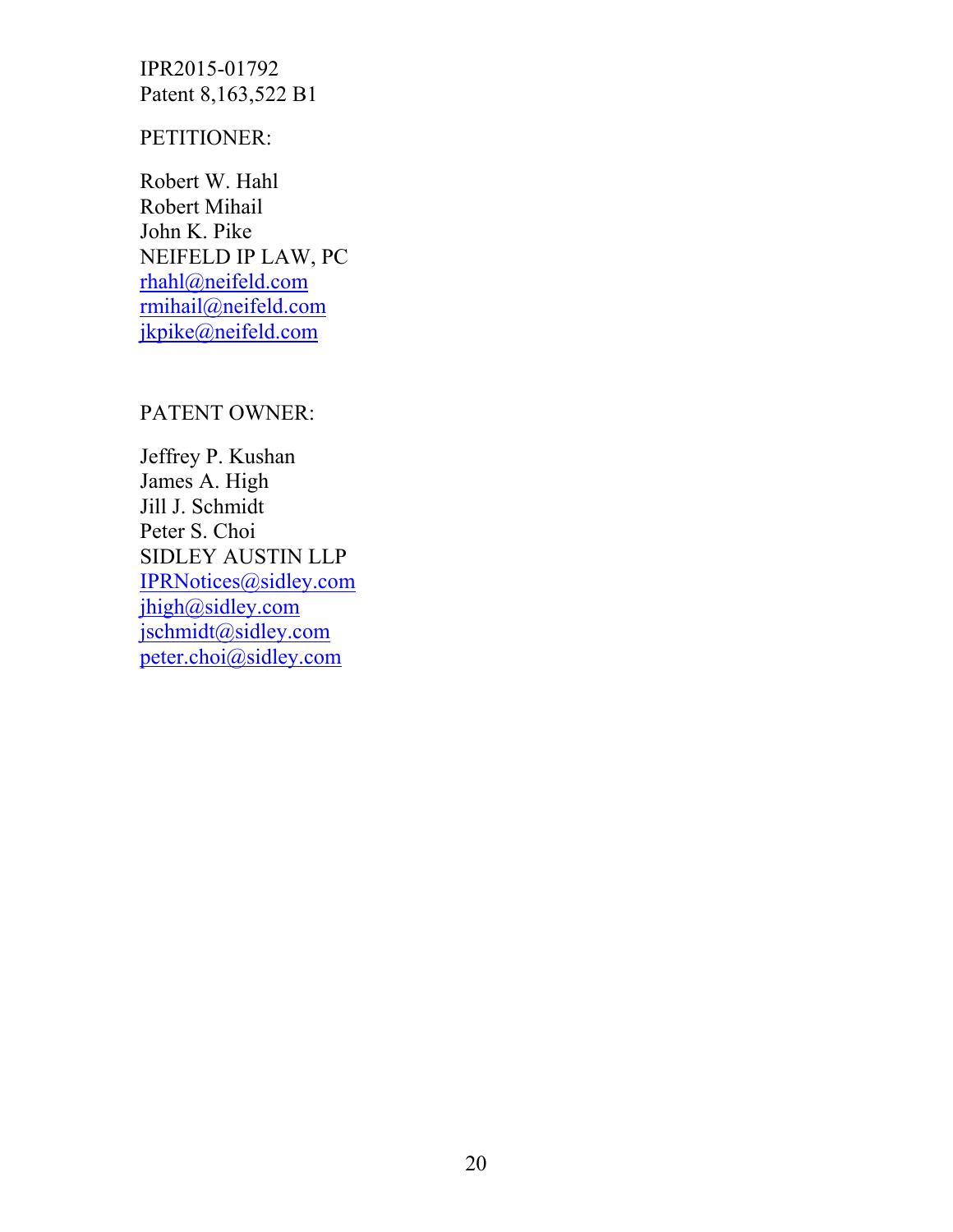IPR2015-01792
Patent 8,163,522 B1

PETITIONER:

Robert W. Hahl
Robert Mihail
John K. Pike
NEIFELD IP LAW, PC
rhahl@neifeld.com
rmihail@neifeld.com
jkpike@neifeld.com

PATENT OWNER:

Jeffrey P. Kushan
James A. High
Jill J. Schmidt
Peter S. Choi
SIDLEY AUSTIN LLP
IPRNotices@sidley.com
jhigh@sidley.com
jschmidt@sidley.com
peter.choi@sidley.com